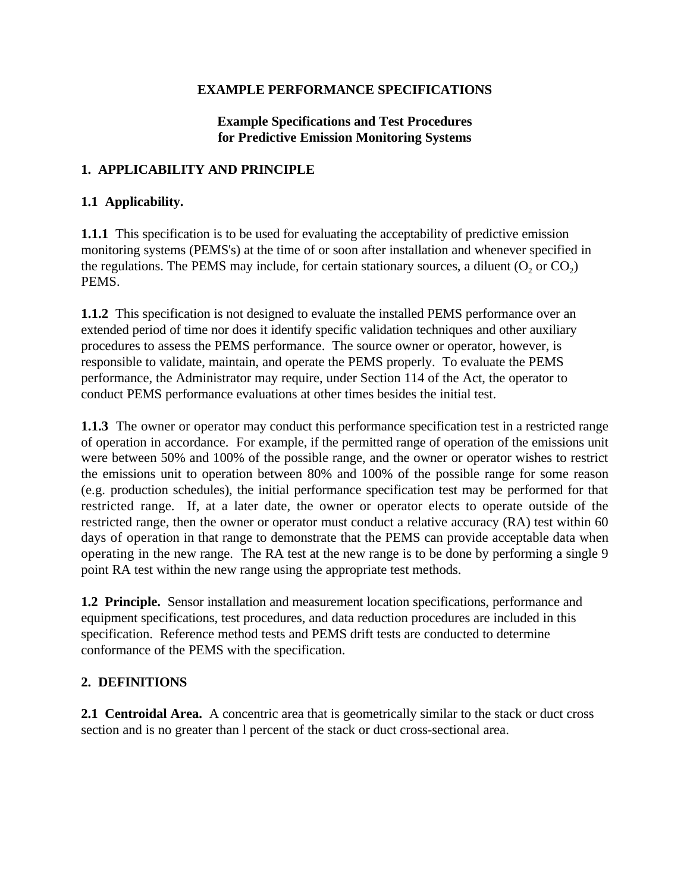# EXAMPLE PERFORMANCE SPECIFICATIONS

## Example Specifications and Test Procedures for Predictive Emission Monitoring Systems

## 1. APPLICABILITY AND PRINCIPLE

### 1.1 Applicability.

**1.1.1** This specification is to be used for evaluating the acceptability of predictive emission monitoring systems (PEMS's) at the time of or soon after installation and whenever specified in the regulations. The PEMS may include, for certain stationary sources, a diluent ($O_2$ or $CO_2$) PEMS.

**1.1.2** This specification is not designed to evaluate the installed PEMS performance over an extended period of time nor does it identify specific validation techniques and other auxiliary procedures to assess the PEMS performance. The source owner or operator, however, is responsible to validate, maintain, and operate the PEMS properly. To evaluate the PEMS performance, the Administrator may require, under Section 114 of the Act, the operator to conduct PEMS performance evaluations at other times besides the initial test.

**1.1.3** The owner or operator may conduct this performance specification test in a restricted range of operation in accordance. For example, if the permitted range of operation of the emissions unit were between 50% and 100% of the possible range, and the owner or operator wishes to restrict the emissions unit to operation between 80% and 100% of the possible range for some reason (e.g. production schedules), the initial performance specification test may be performed for that restricted range. If, at a later date, the owner or operator elects to operate outside of the restricted range, then the owner or operator must conduct a relative accuracy (RA) test within 60 days of operation in that range to demonstrate that the PEMS can provide acceptable data when operating in the new range. The RA test at the new range is to be done by performing a single 9 point RA test within the new range using the appropriate test methods.

**1.2 Principle.** Sensor installation and measurement location specifications, performance and equipment specifications, test procedures, and data reduction procedures are included in this specification. Reference method tests and PEMS drift tests are conducted to determine conformance of the PEMS with the specification.

## 2. DEFINITIONS

**2.1 Centroidal Area.** A concentric area that is geometrically similar to the stack or duct cross section and is no greater than l percent of the stack or duct cross-sectional area.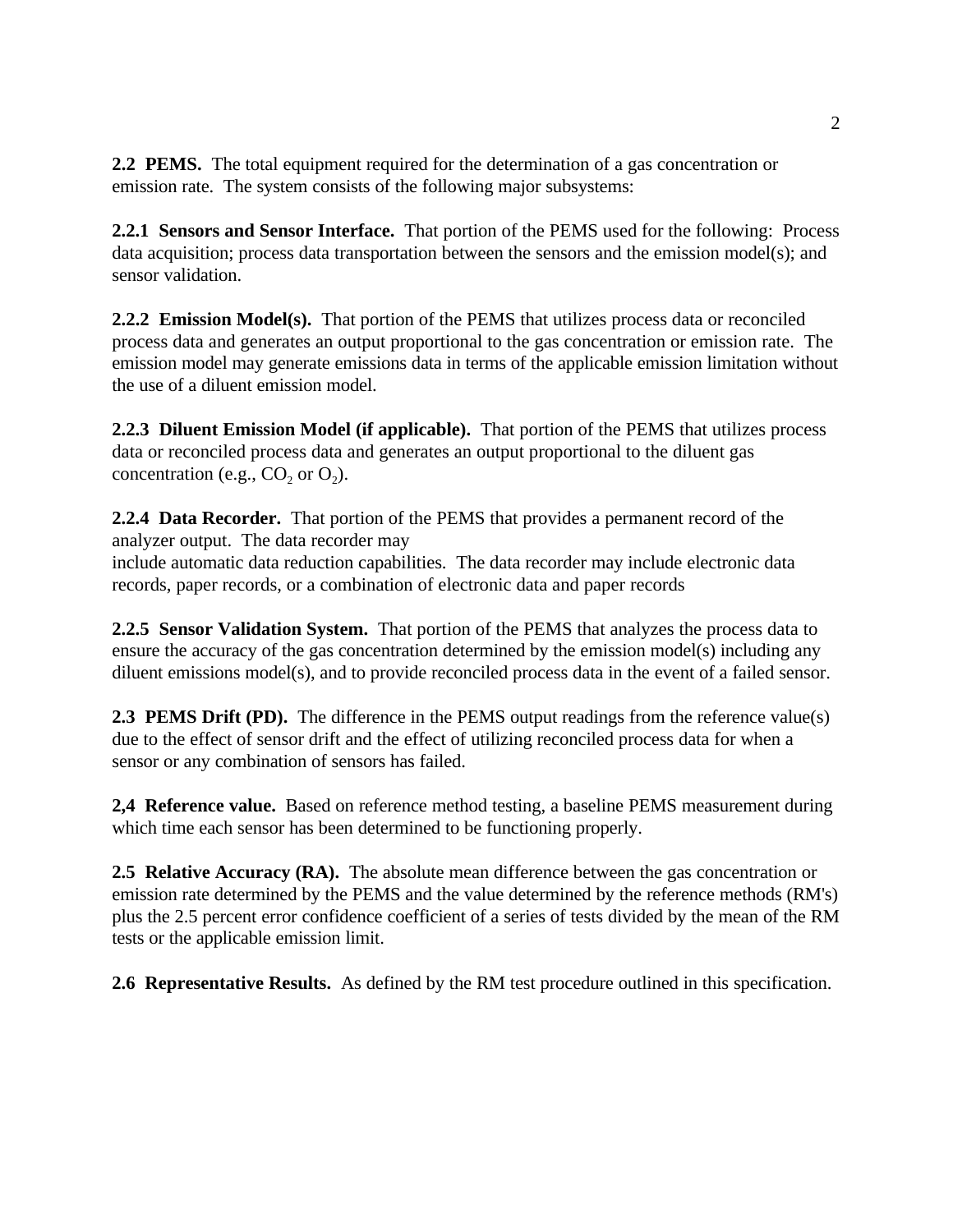**2.2 PEMS.** The total equipment required for the determination of a gas concentration or emission rate. The system consists of the following major subsystems:

**2.2.1 Sensors and Sensor Interface.** That portion of the PEMS used for the following: Process data acquisition; process data transportation between the sensors and the emission model(s); and sensor validation.

**2.2.2 Emission Model(s).** That portion of the PEMS that utilizes process data or reconciled process data and generates an output proportional to the gas concentration or emission rate. The emission model may generate emissions data in terms of the applicable emission limitation without the use of a diluent emission model.

**2.2.3 Diluent Emission Model (if applicable).** That portion of the PEMS that utilizes process data or reconciled process data and generates an output proportional to the diluent gas concentration (e.g., $CO_2$ or $O_2$).

**2.2.4 Data Recorder.** That portion of the PEMS that provides a permanent record of the analyzer output. The data recorder may
include automatic data reduction capabilities. The data recorder may include electronic data records, paper records, or a combination of electronic data and paper records

**2.2.5 Sensor Validation System.** That portion of the PEMS that analyzes the process data to ensure the accuracy of the gas concentration determined by the emission model(s) including any diluent emissions model(s), and to provide reconciled process data in the event of a failed sensor.

**2.3 PEMS Drift (PD).** The difference in the PEMS output readings from the reference value(s) due to the effect of sensor drift and the effect of utilizing reconciled process data for when a sensor or any combination of sensors has failed.

**2,4 Reference value.** Based on reference method testing, a baseline PEMS measurement during which time each sensor has been determined to be functioning properly.

**2.5 Relative Accuracy (RA).** The absolute mean difference between the gas concentration or emission rate determined by the PEMS and the value determined by the reference methods (RM's) plus the 2.5 percent error confidence coefficient of a series of tests divided by the mean of the RM tests or the applicable emission limit.

**2.6 Representative Results.** As defined by the RM test procedure outlined in this specification.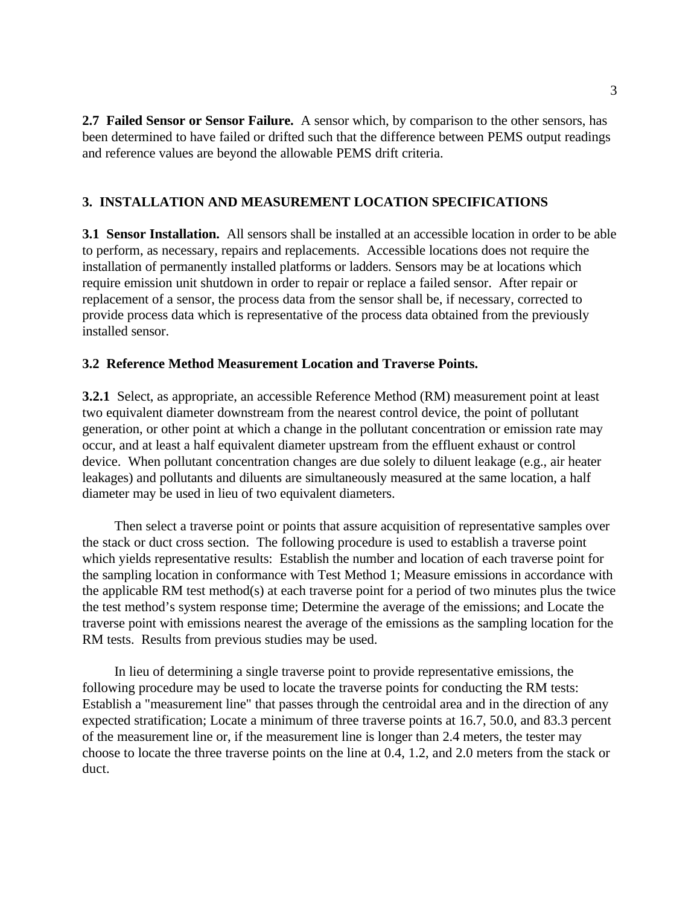**2.7 Failed Sensor or Sensor Failure.** A sensor which, by comparison to the other sensors, has been determined to have failed or drifted such that the difference between PEMS output readings and reference values are beyond the allowable PEMS drift criteria.

## 3. INSTALLATION AND MEASUREMENT LOCATION SPECIFICATIONS

**3.1 Sensor Installation.** All sensors shall be installed at an accessible location in order to be able to perform, as necessary, repairs and replacements. Accessible locations does not require the installation of permanently installed platforms or ladders. Sensors may be at locations which require emission unit shutdown in order to repair or replace a failed sensor. After repair or replacement of a sensor, the process data from the sensor shall be, if necessary, corrected to provide process data which is representative of the process data obtained from the previously installed sensor.

**3.2 Reference Method Measurement Location and Traverse Points.**

**3.2.1** Select, as appropriate, an accessible Reference Method (RM) measurement point at least two equivalent diameter downstream from the nearest control device, the point of pollutant generation, or other point at which a change in the pollutant concentration or emission rate may occur, and at least a half equivalent diameter upstream from the effluent exhaust or control device. When pollutant concentration changes are due solely to diluent leakage (e.g., air heater leakages) and pollutants and diluents are simultaneously measured at the same location, a half diameter may be used in lieu of two equivalent diameters.

Then select a traverse point or points that assure acquisition of representative samples over the stack or duct cross section. The following procedure is used to establish a traverse point which yields representative results: Establish the number and location of each traverse point for the sampling location in conformance with Test Method 1; Measure emissions in accordance with the applicable RM test method(s) at each traverse point for a period of two minutes plus the twice the test method's system response time; Determine the average of the emissions; and Locate the traverse point with emissions nearest the average of the emissions as the sampling location for the RM tests. Results from previous studies may be used.

In lieu of determining a single traverse point to provide representative emissions, the following procedure may be used to locate the traverse points for conducting the RM tests: Establish a "measurement line" that passes through the centroidal area and in the direction of any expected stratification; Locate a minimum of three traverse points at 16.7, 50.0, and 83.3 percent of the measurement line or, if the measurement line is longer than 2.4 meters, the tester may choose to locate the three traverse points on the line at 0.4, 1.2, and 2.0 meters from the stack or duct.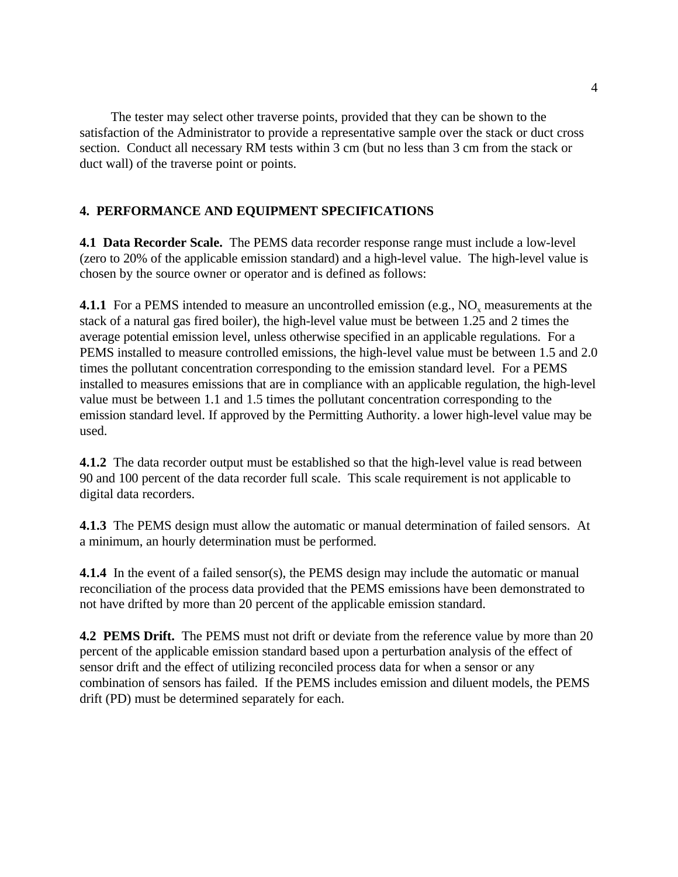The tester may select other traverse points, provided that they can be shown to the satisfaction of the Administrator to provide a representative sample over the stack or duct cross section. Conduct all necessary RM tests within 3 cm (but no less than 3 cm from the stack or duct wall) of the traverse point or points.

## 4. PERFORMANCE AND EQUIPMENT SPECIFICATIONS

**4.1 Data Recorder Scale.** The PEMS data recorder response range must include a low-level (zero to 20% of the applicable emission standard) and a high-level value. The high-level value is chosen by the source owner or operator and is defined as follows:

**4.1.1** For a PEMS intended to measure an uncontrolled emission (e.g., $NO_x$ measurements at the stack of a natural gas fired boiler), the high-level value must be between 1.25 and 2 times the average potential emission level, unless otherwise specified in an applicable regulations. For a PEMS installed to measure controlled emissions, the high-level value must be between 1.5 and 2.0 times the pollutant concentration corresponding to the emission standard level. For a PEMS installed to measures emissions that are in compliance with an applicable regulation, the high-level value must be between 1.1 and 1.5 times the pollutant concentration corresponding to the emission standard level. If approved by the Permitting Authority. a lower high-level value may be used.

**4.1.2** The data recorder output must be established so that the high-level value is read between 90 and 100 percent of the data recorder full scale. This scale requirement is not applicable to digital data recorders.

**4.1.3** The PEMS design must allow the automatic or manual determination of failed sensors. At a minimum, an hourly determination must be performed.

**4.1.4** In the event of a failed sensor(s), the PEMS design may include the automatic or manual reconciliation of the process data provided that the PEMS emissions have been demonstrated to not have drifted by more than 20 percent of the applicable emission standard.

**4.2 PEMS Drift.** The PEMS must not drift or deviate from the reference value by more than 20 percent of the applicable emission standard based upon a perturbation analysis of the effect of sensor drift and the effect of utilizing reconciled process data for when a sensor or any combination of sensors has failed. If the PEMS includes emission and diluent models, the PEMS drift (PD) must be determined separately for each.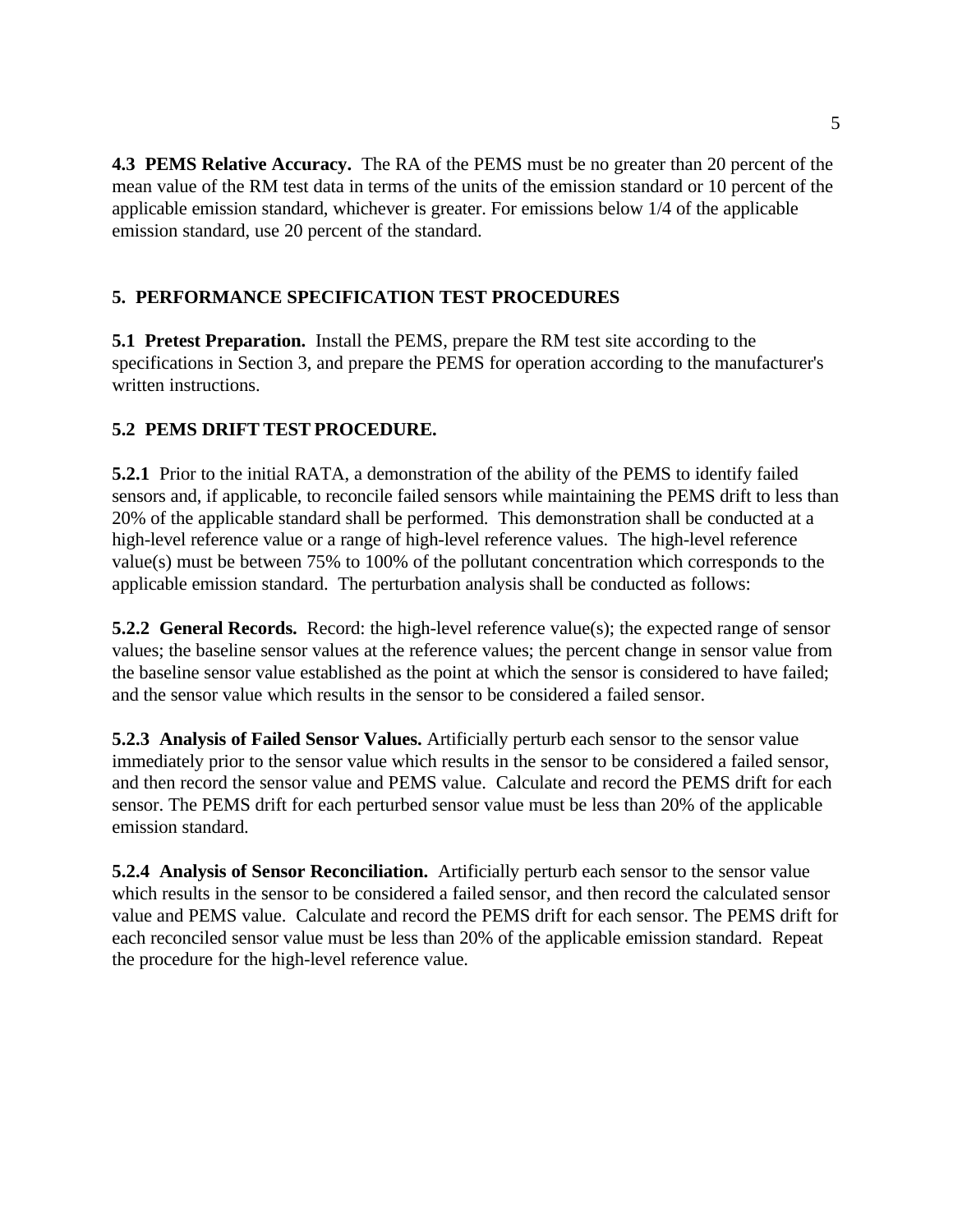**4.3 PEMS Relative Accuracy.** The RA of the PEMS must be no greater than 20 percent of the mean value of the RM test data in terms of the units of the emission standard or 10 percent of the applicable emission standard, whichever is greater. For emissions below 1/4 of the applicable emission standard, use 20 percent of the standard.

## 5. PERFORMANCE SPECIFICATION TEST PROCEDURES

**5.1 Pretest Preparation.** Install the PEMS, prepare the RM test site according to the specifications in Section 3, and prepare the PEMS for operation according to the manufacturer's written instructions.

**5.2 PEMS DRIFT TEST PROCEDURE.**

**5.2.1** Prior to the initial RATA, a demonstration of the ability of the PEMS to identify failed sensors and, if applicable, to reconcile failed sensors while maintaining the PEMS drift to less than 20% of the applicable standard shall be performed. This demonstration shall be conducted at a high-level reference value or a range of high-level reference values. The high-level reference value(s) must be between 75% to 100% of the pollutant concentration which corresponds to the applicable emission standard. The perturbation analysis shall be conducted as follows:

**5.2.2 General Records.** Record: the high-level reference value(s); the expected range of sensor values; the baseline sensor values at the reference values; the percent change in sensor value from the baseline sensor value established as the point at which the sensor is considered to have failed; and the sensor value which results in the sensor to be considered a failed sensor.

**5.2.3 Analysis of Failed Sensor Values.** Artificially perturb each sensor to the sensor value immediately prior to the sensor value which results in the sensor to be considered a failed sensor, and then record the sensor value and PEMS value. Calculate and record the PEMS drift for each sensor. The PEMS drift for each perturbed sensor value must be less than 20% of the applicable emission standard.

**5.2.4 Analysis of Sensor Reconciliation.** Artificially perturb each sensor to the sensor value which results in the sensor to be considered a failed sensor, and then record the calculated sensor value and PEMS value. Calculate and record the PEMS drift for each sensor. The PEMS drift for each reconciled sensor value must be less than 20% of the applicable emission standard. Repeat the procedure for the high-level reference value.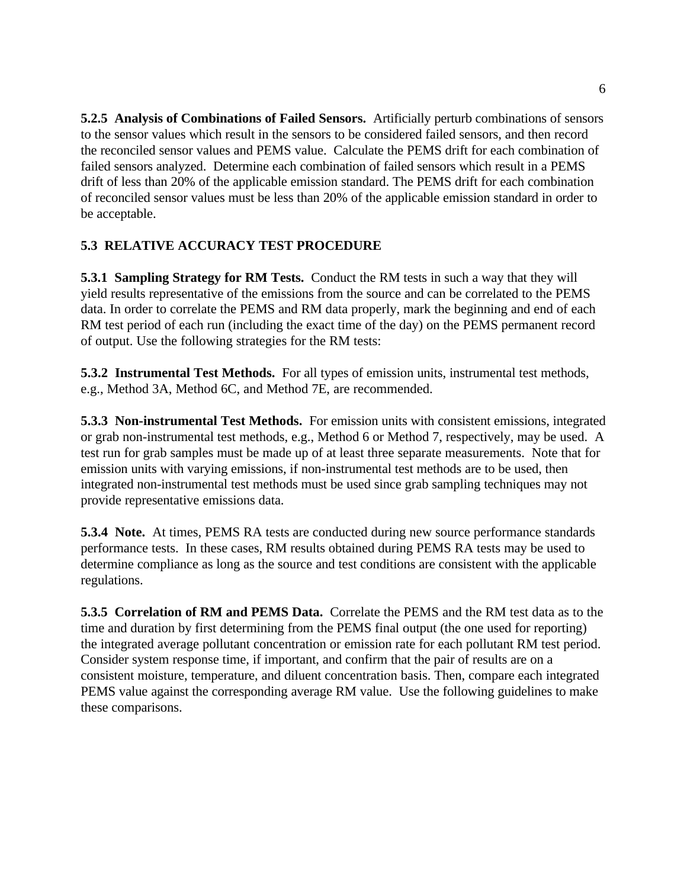**5.2.5 Analysis of Combinations of Failed Sensors.** Artificially perturb combinations of sensors to the sensor values which result in the sensors to be considered failed sensors, and then record the reconciled sensor values and PEMS value. Calculate the PEMS drift for each combination of failed sensors analyzed. Determine each combination of failed sensors which result in a PEMS drift of less than 20% of the applicable emission standard. The PEMS drift for each combination of reconciled sensor values must be less than 20% of the applicable emission standard in order to be acceptable.

## 5.3 RELATIVE ACCURACY TEST PROCEDURE

**5.3.1 Sampling Strategy for RM Tests.** Conduct the RM tests in such a way that they will yield results representative of the emissions from the source and can be correlated to the PEMS data. In order to correlate the PEMS and RM data properly, mark the beginning and end of each RM test period of each run (including the exact time of the day) on the PEMS permanent record of output. Use the following strategies for the RM tests:

**5.3.2 Instrumental Test Methods.** For all types of emission units, instrumental test methods, e.g., Method 3A, Method 6C, and Method 7E, are recommended.

**5.3.3 Non-instrumental Test Methods.** For emission units with consistent emissions, integrated or grab non-instrumental test methods, e.g., Method 6 or Method 7, respectively, may be used. A test run for grab samples must be made up of at least three separate measurements. Note that for emission units with varying emissions, if non-instrumental test methods are to be used, then integrated non-instrumental test methods must be used since grab sampling techniques may not provide representative emissions data.

**5.3.4 Note.** At times, PEMS RA tests are conducted during new source performance standards performance tests. In these cases, RM results obtained during PEMS RA tests may be used to determine compliance as long as the source and test conditions are consistent with the applicable regulations.

**5.3.5 Correlation of RM and PEMS Data.** Correlate the PEMS and the RM test data as to the time and duration by first determining from the PEMS final output (the one used for reporting) the integrated average pollutant concentration or emission rate for each pollutant RM test period. Consider system response time, if important, and confirm that the pair of results are on a consistent moisture, temperature, and diluent concentration basis. Then, compare each integrated PEMS value against the corresponding average RM value. Use the following guidelines to make these comparisons.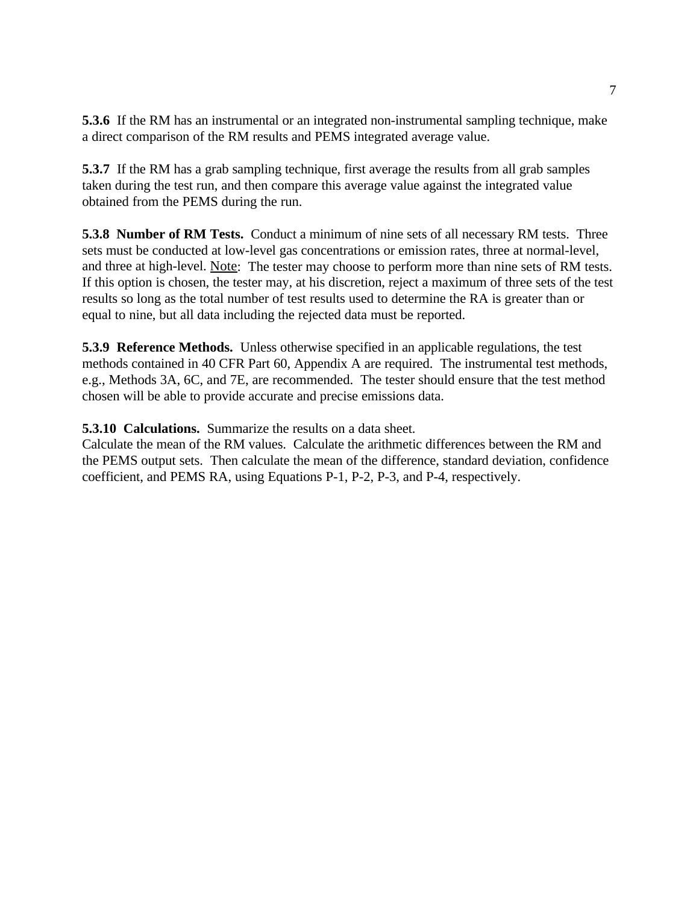**5.3.6** If the RM has an instrumental or an integrated non-instrumental sampling technique, make a direct comparison of the RM results and PEMS integrated average value.

**5.3.7** If the RM has a grab sampling technique, first average the results from all grab samples taken during the test run, and then compare this average value against the integrated value obtained from the PEMS during the run.

**5.3.8 Number of RM Tests.** Conduct a minimum of nine sets of all necessary RM tests. Three sets must be conducted at low-level gas concentrations or emission rates, three at normal-level, and three at high-level. Note: The tester may choose to perform more than nine sets of RM tests. If this option is chosen, the tester may, at his discretion, reject a maximum of three sets of the test results so long as the total number of test results used to determine the RA is greater than or equal to nine, but all data including the rejected data must be reported.

**5.3.9 Reference Methods.** Unless otherwise specified in an applicable regulations, the test methods contained in 40 CFR Part 60, Appendix A are required. The instrumental test methods, e.g., Methods 3A, 6C, and 7E, are recommended. The tester should ensure that the test method chosen will be able to provide accurate and precise emissions data.

**5.3.10 Calculations.** Summarize the results on a data sheet.
Calculate the mean of the RM values. Calculate the arithmetic differences between the RM and the PEMS output sets. Then calculate the mean of the difference, standard deviation, confidence coefficient, and PEMS RA, using Equations P-1, P-2, P-3, and P-4, respectively.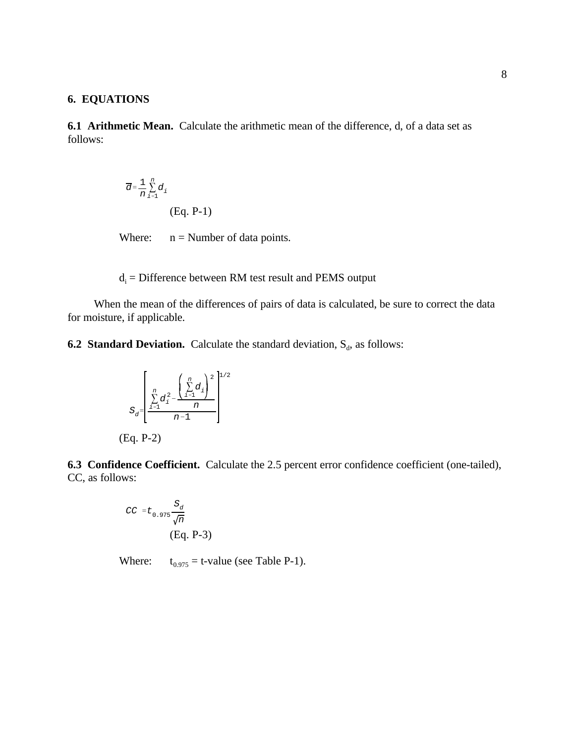## 6. EQUATIONS

**6.1 Arithmetic Mean.** Calculate the arithmetic mean of the difference, d, of a data set as follows:

$$\bar{d} = \frac{1}{n} \sum_{i=1}^{n} d_i$$

(Eq. P-1)

Where: n = Number of data points.

$d_i$ = Difference between RM test result and PEMS output

When the mean of the differences of pairs of data is calculated, be sure to correct the data for moisture, if applicable.

**6.2 Standard Deviation.** Calculate the standard deviation, $S_d$, as follows:

$$S_d = \left[ \frac{\sum_{i=1}^{n} d_i^2 - \frac{\left( \sum_{i=1}^{n} d_i \right)^2}{n}}{n-1} \right]^{1/2}$$

(Eq. P-2)

**6.3 Confidence Coefficient.** Calculate the 2.5 percent error confidence coefficient (one-tailed), CC, as follows:

$$CC = t_{0.975} \frac{S_d}{\sqrt{n}}$$

(Eq. P-3)

Where: $t_{0.975}$ = t-value (see Table P-1).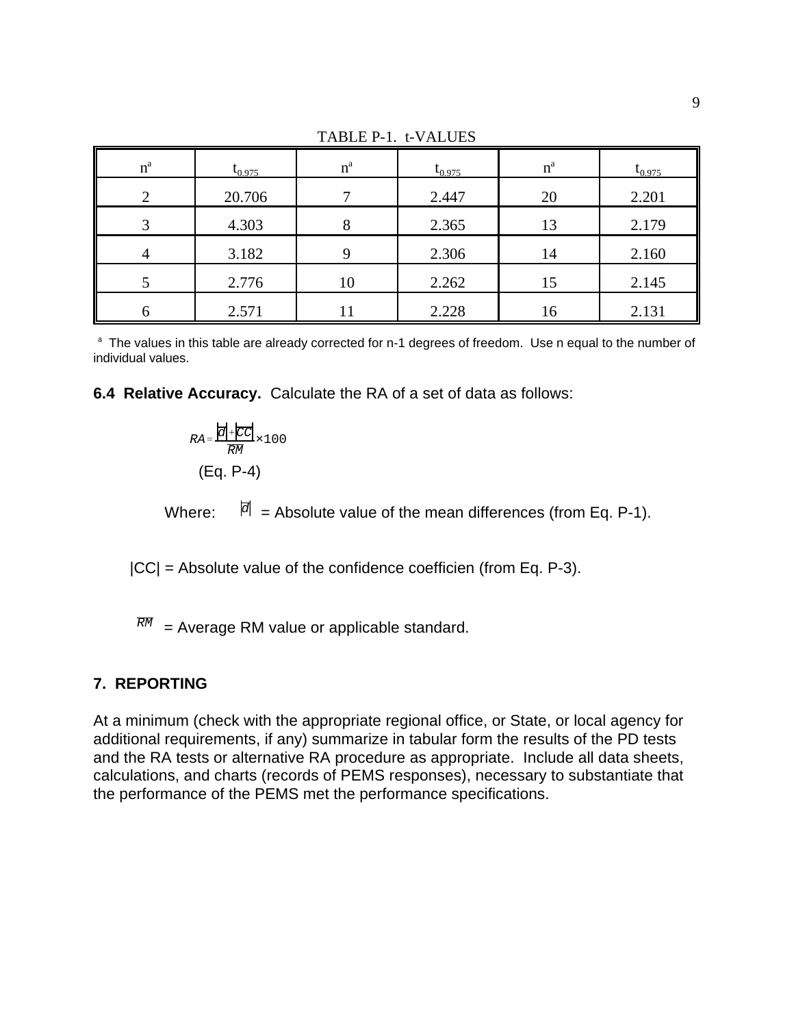TABLE P-1. t-VALUES

| $n^a$ | $t_{0.975}$ | $n^a$ | $t_{0.975}$ | $n^a$ | $t_{0.975}$ |
|---|---|---|---|---|---|
| 2 | 20.706 | 7 | 2.447 | 20 | 2.201 |
| 3 | 4.303 | 8 | 2.365 | 13 | 2.179 |
| 4 | 3.182 | 9 | 2.306 | 14 | 2.160 |
| 5 | 2.776 | 10 | 2.262 | 15 | 2.145 |
| 6 | 2.571 | 11 | 2.228 | 16 | 2.131 |

[a] The values in this table are already corrected for n-1 degrees of freedom. Use n equal to the number of individual values.

**6.4 Relative Accuracy.** Calculate the RA of a set of data as follows:

$$RA = \frac{|\bar{d}| + |CC|}{\overline{RM}} \times 100$$

(Eq. P-4)

Where: $|\bar{d}|$ = Absolute value of the mean differences (from Eq. P-1).

|CC| = Absolute value of the confidence coefficien (from Eq. P-3).

$\overline{RM}$ = Average RM value or applicable standard.

## 7. REPORTING

At a minimum (check with the appropriate regional office, or State, or local agency for additional requirements, if any) summarize in tabular form the results of the PD tests and the RA tests or alternative RA procedure as appropriate. Include all data sheets, calculations, and charts (records of PEMS responses), necessary to substantiate that the performance of the PEMS met the performance specifications.